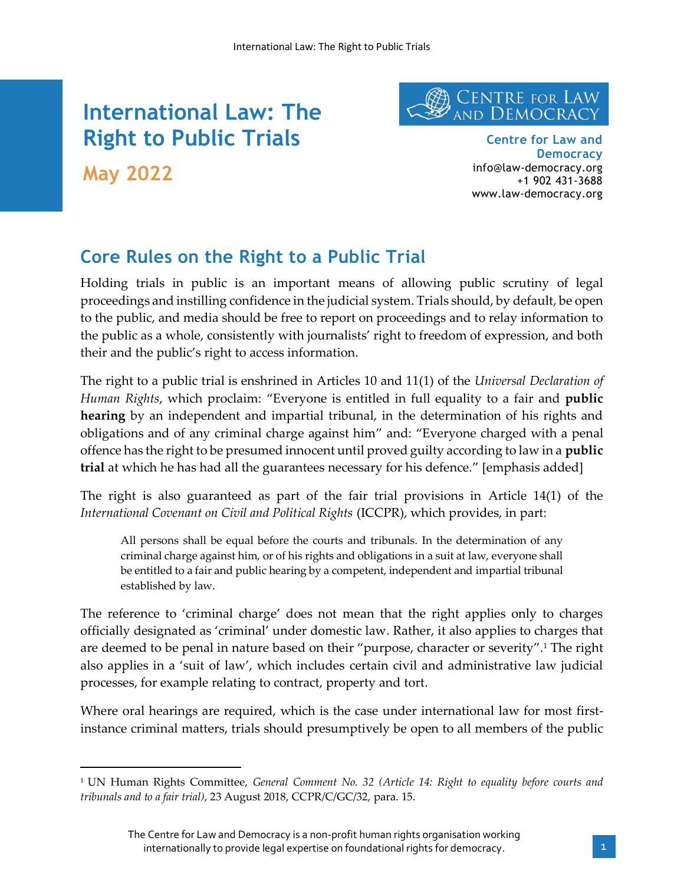# International Law: The Right to Public Trials

**May 2022**

**Centre for Law and Democracy**
info@law-democracy.org
+1 902 431-3688
www.law-democracy.org

## Core Rules on the Right to a Public Trial

Holding trials in public is an important means of allowing public scrutiny of legal proceedings and instilling confidence in the judicial system. Trials should, by default, be open to the public, and media should be free to report on proceedings and to relay information to the public as a whole, consistently with journalists' right to freedom of expression, and both their and the public's right to access information.

The right to a public trial is enshrined in Articles 10 and 11(1) of the *Universal Declaration of Human Rights*, which proclaim: "Everyone is entitled in full equality to a fair and **public hearing** by an independent and impartial tribunal, in the determination of his rights and obligations and of any criminal charge against him" and: "Everyone charged with a penal offence has the right to be presumed innocent until proved guilty according to law in a **public trial** at which he has had all the guarantees necessary for his defence." [emphasis added]

The right is also guaranteed as part of the fair trial provisions in Article 14(1) of the *International Covenant on Civil and Political Rights* (ICCPR), which provides, in part:

> All persons shall be equal before the courts and tribunals. In the determination of any criminal charge against him, or of his rights and obligations in a suit at law, everyone shall be entitled to a fair and public hearing by a competent, independent and impartial tribunal established by law.

The reference to 'criminal charge' does not mean that the right applies only to charges officially designated as 'criminal' under domestic law. Rather, it also applies to charges that are deemed to be penal in nature based on their "purpose, character or severity".[1] The right also applies in a 'suit of law', which includes certain civil and administrative law judicial processes, for example relating to contract, property and tort.

Where oral hearings are required, which is the case under international law for most first-instance criminal matters, trials should presumptively be open to all members of the public

[1] UN Human Rights Committee, *General Comment No. 32 (Article 14: Right to equality before courts and tribunals and to a fair trial)*, 23 August 2018, CCPR/C/GC/32, para. 15.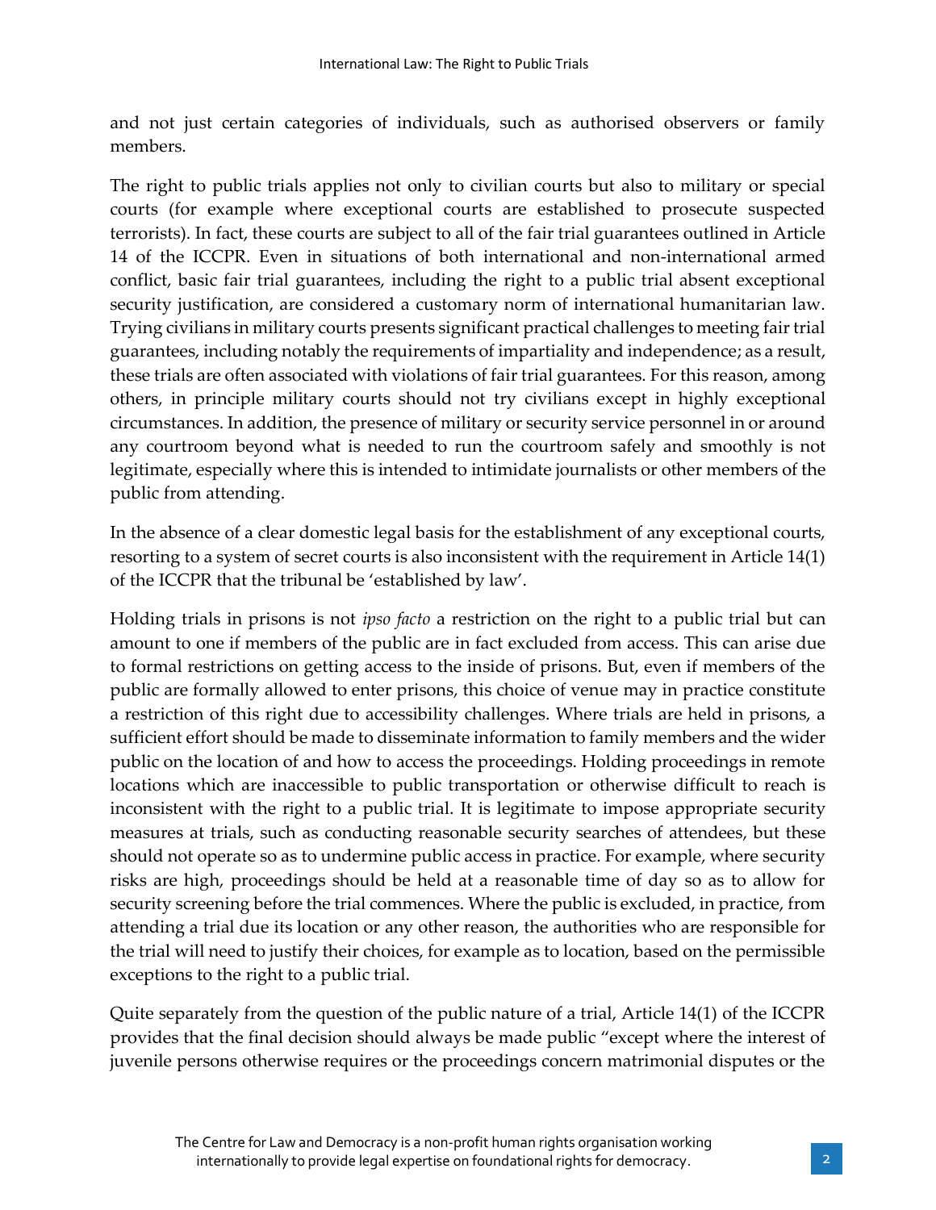and not just certain categories of individuals, such as authorised observers or family members.

The right to public trials applies not only to civilian courts but also to military or special courts (for example where exceptional courts are established to prosecute suspected terrorists). In fact, these courts are subject to all of the fair trial guarantees outlined in Article 14 of the ICCPR. Even in situations of both international and non-international armed conflict, basic fair trial guarantees, including the right to a public trial absent exceptional security justification, are considered a customary norm of international humanitarian law. Trying civilians in military courts presents significant practical challenges to meeting fair trial guarantees, including notably the requirements of impartiality and independence; as a result, these trials are often associated with violations of fair trial guarantees. For this reason, among others, in principle military courts should not try civilians except in highly exceptional circumstances. In addition, the presence of military or security service personnel in or around any courtroom beyond what is needed to run the courtroom safely and smoothly is not legitimate, especially where this is intended to intimidate journalists or other members of the public from attending.

In the absence of a clear domestic legal basis for the establishment of any exceptional courts, resorting to a system of secret courts is also inconsistent with the requirement in Article 14(1) of the ICCPR that the tribunal be 'established by law'.

Holding trials in prisons is not *ipso facto* a restriction on the right to a public trial but can amount to one if members of the public are in fact excluded from access. This can arise due to formal restrictions on getting access to the inside of prisons. But, even if members of the public are formally allowed to enter prisons, this choice of venue may in practice constitute a restriction of this right due to accessibility challenges. Where trials are held in prisons, a sufficient effort should be made to disseminate information to family members and the wider public on the location of and how to access the proceedings. Holding proceedings in remote locations which are inaccessible to public transportation or otherwise difficult to reach is inconsistent with the right to a public trial. It is legitimate to impose appropriate security measures at trials, such as conducting reasonable security searches of attendees, but these should not operate so as to undermine public access in practice. For example, where security risks are high, proceedings should be held at a reasonable time of day so as to allow for security screening before the trial commences. Where the public is excluded, in practice, from attending a trial due its location or any other reason, the authorities who are responsible for the trial will need to justify their choices, for example as to location, based on the permissible exceptions to the right to a public trial.

Quite separately from the question of the public nature of a trial, Article 14(1) of the ICCPR provides that the final decision should always be made public "except where the interest of juvenile persons otherwise requires or the proceedings concern matrimonial disputes or the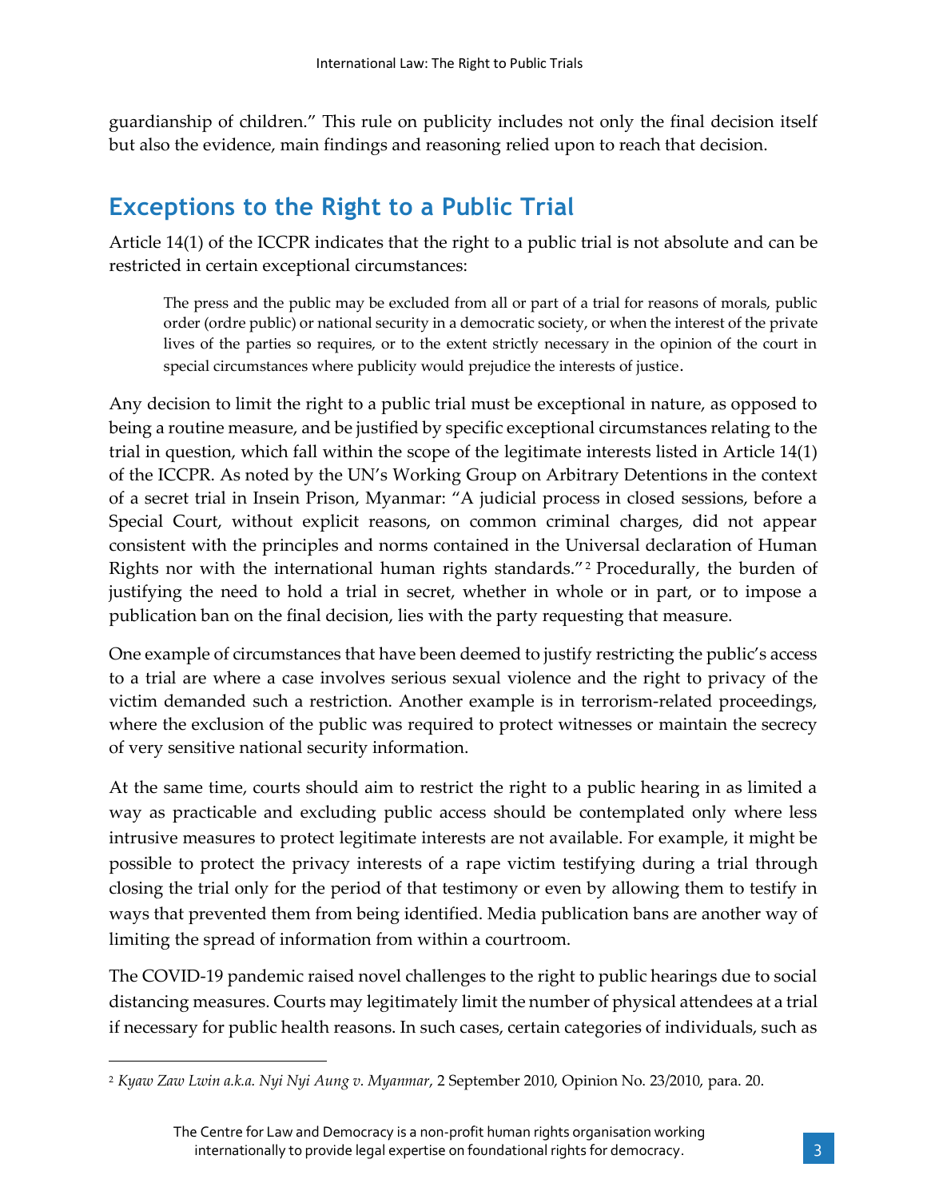guardianship of children." This rule on publicity includes not only the final decision itself but also the evidence, main findings and reasoning relied upon to reach that decision.

## Exceptions to the Right to a Public Trial

Article 14(1) of the ICCPR indicates that the right to a public trial is not absolute and can be restricted in certain exceptional circumstances:

> The press and the public may be excluded from all or part of a trial for reasons of morals, public order (ordre public) or national security in a democratic society, or when the interest of the private lives of the parties so requires, or to the extent strictly necessary in the opinion of the court in special circumstances where publicity would prejudice the interests of justice.

Any decision to limit the right to a public trial must be exceptional in nature, as opposed to being a routine measure, and be justified by specific exceptional circumstances relating to the trial in question, which fall within the scope of the legitimate interests listed in Article 14(1) of the ICCPR. As noted by the UN's Working Group on Arbitrary Detentions in the context of a secret trial in Insein Prison, Myanmar: "A judicial process in closed sessions, before a Special Court, without explicit reasons, on common criminal charges, did not appear consistent with the principles and norms contained in the Universal declaration of Human Rights nor with the international human rights standards."[2] Procedurally, the burden of justifying the need to hold a trial in secret, whether in whole or in part, or to impose a publication ban on the final decision, lies with the party requesting that measure.

One example of circumstances that have been deemed to justify restricting the public's access to a trial are where a case involves serious sexual violence and the right to privacy of the victim demanded such a restriction. Another example is in terrorism-related proceedings, where the exclusion of the public was required to protect witnesses or maintain the secrecy of very sensitive national security information.

At the same time, courts should aim to restrict the right to a public hearing in as limited a way as practicable and excluding public access should be contemplated only where less intrusive measures to protect legitimate interests are not available. For example, it might be possible to protect the privacy interests of a rape victim testifying during a trial through closing the trial only for the period of that testimony or even by allowing them to testify in ways that prevented them from being identified. Media publication bans are another way of limiting the spread of information from within a courtroom.

The COVID-19 pandemic raised novel challenges to the right to public hearings due to social distancing measures. Courts may legitimately limit the number of physical attendees at a trial if necessary for public health reasons. In such cases, certain categories of individuals, such as

[2] *Kyaw Zaw Lwin a.k.a. Nyi Nyi Aung v. Myanmar*, 2 September 2010, Opinion No. 23/2010, para. 20.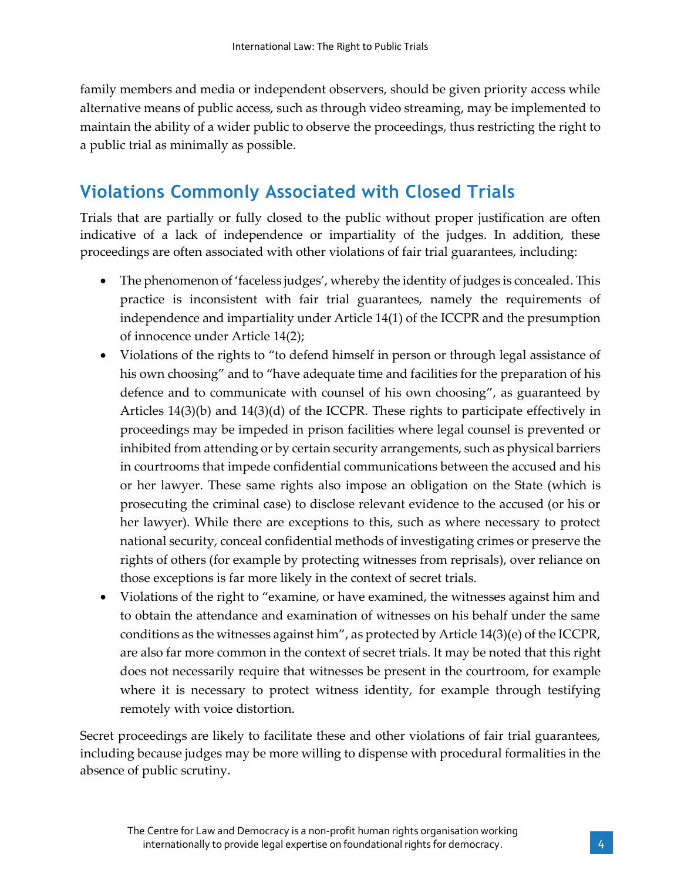family members and media or independent observers, should be given priority access while alternative means of public access, such as through video streaming, may be implemented to maintain the ability of a wider public to observe the proceedings, thus restricting the right to a public trial as minimally as possible.

## Violations Commonly Associated with Closed Trials

Trials that are partially or fully closed to the public without proper justification are often indicative of a lack of independence or impartiality of the judges. In addition, these proceedings are often associated with other violations of fair trial guarantees, including:

- The phenomenon of 'faceless judges', whereby the identity of judges is concealed. This practice is inconsistent with fair trial guarantees, namely the requirements of independence and impartiality under Article 14(1) of the ICCPR and the presumption of innocence under Article 14(2);
- Violations of the rights to "to defend himself in person or through legal assistance of his own choosing" and to "have adequate time and facilities for the preparation of his defence and to communicate with counsel of his own choosing", as guaranteed by Articles 14(3)(b) and 14(3)(d) of the ICCPR. These rights to participate effectively in proceedings may be impeded in prison facilities where legal counsel is prevented or inhibited from attending or by certain security arrangements, such as physical barriers in courtrooms that impede confidential communications between the accused and his or her lawyer. These same rights also impose an obligation on the State (which is prosecuting the criminal case) to disclose relevant evidence to the accused (or his or her lawyer). While there are exceptions to this, such as where necessary to protect national security, conceal confidential methods of investigating crimes or preserve the rights of others (for example by protecting witnesses from reprisals), over reliance on those exceptions is far more likely in the context of secret trials.
- Violations of the right to "examine, or have examined, the witnesses against him and to obtain the attendance and examination of witnesses on his behalf under the same conditions as the witnesses against him", as protected by Article 14(3)(e) of the ICCPR, are also far more common in the context of secret trials. It may be noted that this right does not necessarily require that witnesses be present in the courtroom, for example where it is necessary to protect witness identity, for example through testifying remotely with voice distortion.

Secret proceedings are likely to facilitate these and other violations of fair trial guarantees, including because judges may be more willing to dispense with procedural formalities in the absence of public scrutiny.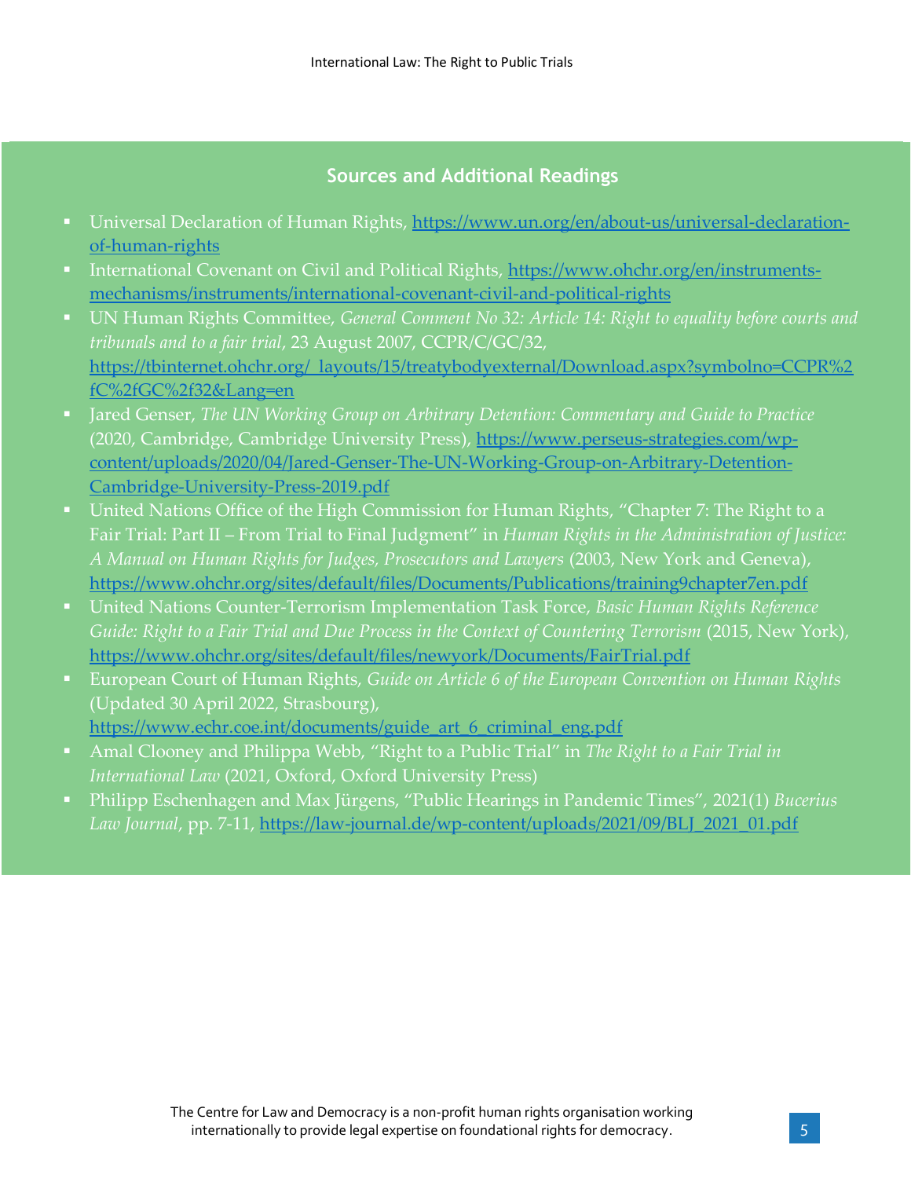## Sources and Additional Readings

- Universal Declaration of Human Rights, https://www.un.org/en/about-us/universal-declaration-of-human-rights
- International Covenant on Civil and Political Rights, https://www.ohchr.org/en/instruments-mechanisms/instruments/international-covenant-civil-and-political-rights
- UN Human Rights Committee, *General Comment No 32: Article 14: Right to equality before courts and tribunals and to a fair trial*, 23 August 2007, CCPR/C/GC/32, https://tbinternet.ohchr.org/_layouts/15/treatybodyexternal/Download.aspx?symbolno=CCPR%2fC%2fGC%2f32&Lang=en
- Jared Genser, *The UN Working Group on Arbitrary Detention: Commentary and Guide to Practice* (2020, Cambridge, Cambridge University Press), https://www.perseus-strategies.com/wp-content/uploads/2020/04/Jared-Genser-The-UN-Working-Group-on-Arbitrary-Detention-Cambridge-University-Press-2019.pdf
- United Nations Office of the High Commission for Human Rights, "Chapter 7: The Right to a Fair Trial: Part II – From Trial to Final Judgment" in *Human Rights in the Administration of Justice: A Manual on Human Rights for Judges, Prosecutors and Lawyers* (2003, New York and Geneva), https://www.ohchr.org/sites/default/files/Documents/Publications/training9chapter7en.pdf
- United Nations Counter-Terrorism Implementation Task Force, *Basic Human Rights Reference Guide: Right to a Fair Trial and Due Process in the Context of Countering Terrorism* (2015, New York), https://www.ohchr.org/sites/default/files/newyork/Documents/FairTrial.pdf
- European Court of Human Rights, *Guide on Article 6 of the European Convention on Human Rights* (Updated 30 April 2022, Strasbourg), https://www.echr.coe.int/documents/guide_art_6_criminal_eng.pdf
- Amal Clooney and Philippa Webb, "Right to a Public Trial" in *The Right to a Fair Trial in International Law* (2021, Oxford, Oxford University Press)
- Philipp Eschenhagen and Max Jürgens, "Public Hearings in Pandemic Times", 2021(1) *Bucerius Law Journal*, pp. 7-11, https://law-journal.de/wp-content/uploads/2021/09/BLJ_2021_01.pdf

The Centre for Law and Democracy is a non-profit human rights organisation working internationally to provide legal expertise on foundational rights for democracy.